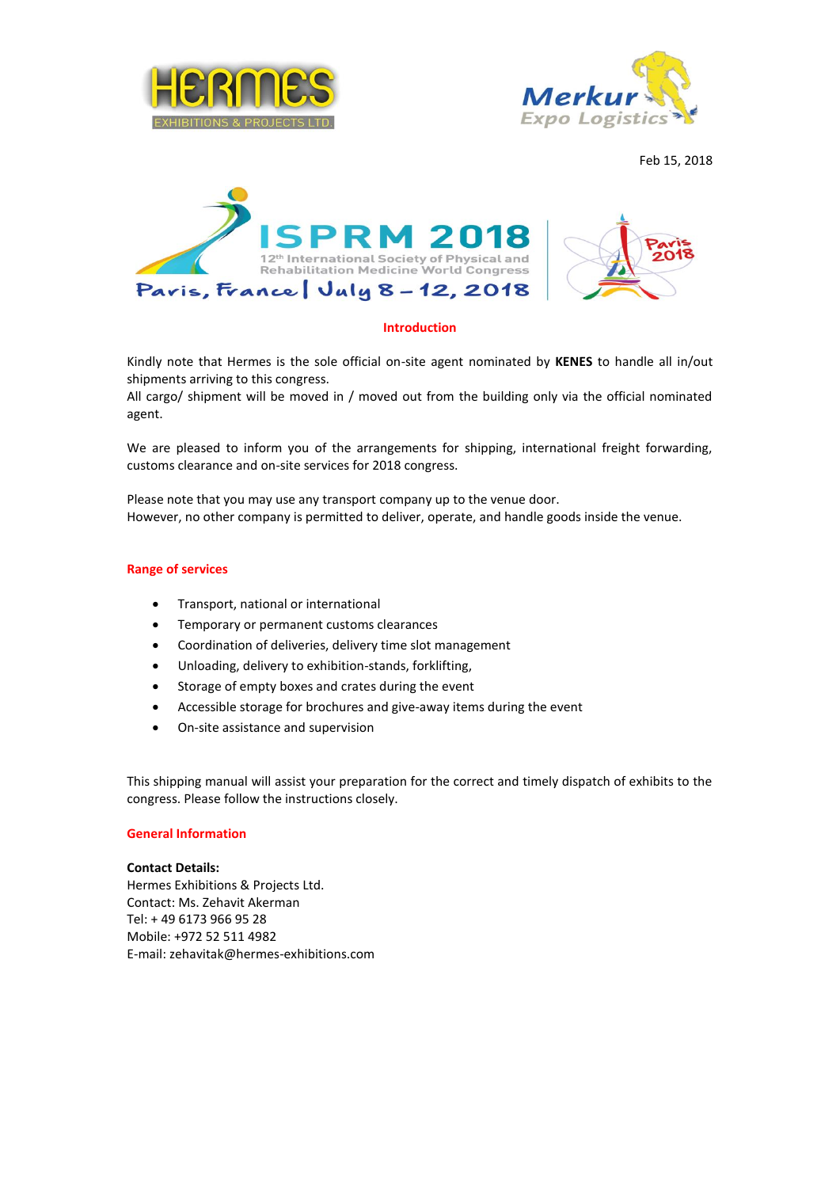HERMES
EXHIBITIONS & PROJECTS LTD.

Merkur Expo Logistics

Feb 15, 2018

# ISPRM 2018

12th International Society of Physical and Rehabilitation Medicine World Congress

Paris, France | July 8 – 12, 2018

## Introduction

Kindly note that Hermes is the sole official on-site agent nominated by **KENES** to handle all in/out shipments arriving to this congress.
All cargo/ shipment will be moved in / moved out from the building only via the official nominated agent.

We are pleased to inform you of the arrangements for shipping, international freight forwarding, customs clearance and on-site services for 2018 congress.

Please note that you may use any transport company up to the venue door.
However, no other company is permitted to deliver, operate, and handle goods inside the venue.

## Range of services

- Transport, national or international
- Temporary or permanent customs clearances
- Coordination of deliveries, delivery time slot management
- Unloading, delivery to exhibition-stands, forklifting,
- Storage of empty boxes and crates during the event
- Accessible storage for brochures and give-away items during the event
- On-site assistance and supervision

This shipping manual will assist your preparation for the correct and timely dispatch of exhibits to the congress. Please follow the instructions closely.

## General Information

**Contact Details:**
Hermes Exhibitions & Projects Ltd.
Contact: Ms. Zehavit Akerman
Tel: + 49 6173 966 95 28
Mobile: +972 52 511 4982
E-mail: zehavitak@hermes-exhibitions.com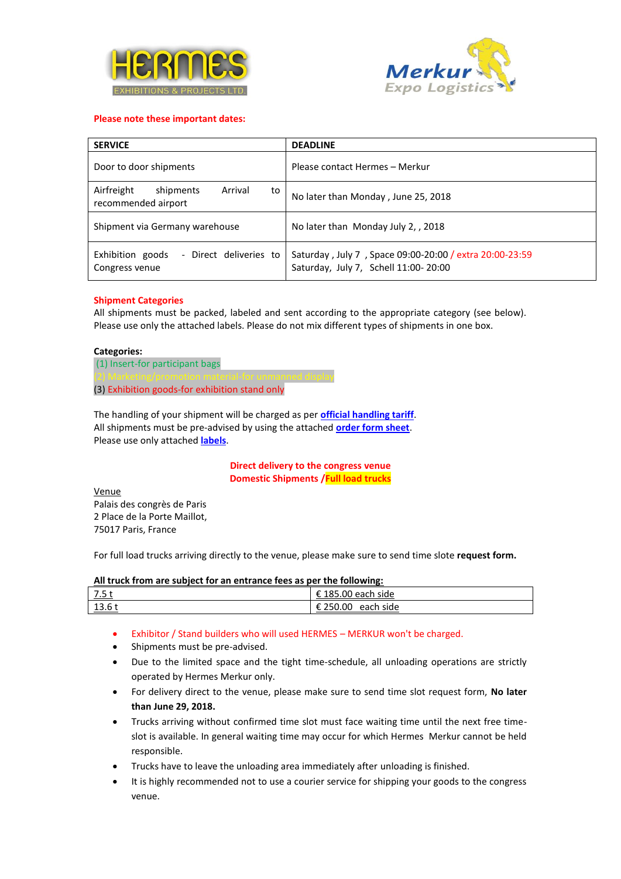HERMES EXHIBITIONS & PROJECTS LTD.

Merkur Expo Logistics

**Please note these important dates:**

| SERVICE | DEADLINE |
|---|---|
| Door to door shipments | Please contact Hermes – Merkur |
| Airfreight shipments Arrival to recommended airport | No later than Monday , June 25, 2018 |
| Shipment via Germany warehouse | No later than Monday July 2, , 2018 |
| Exhibition goods - Direct deliveries to Congress venue | Saturday , July 7 , Space 09:00-20:00 / extra 20:00-23:59<br>Saturday, July 7, Schell 11:00- 20:00 |

**Shipment Categories**

All shipments must be packed, labeled and sent according to the appropriate category (see below). Please use only the attached labels. Please do not mix different types of shipments in one box.

**Categories:**

(1) Insert-for participant bags
(2) Marketing/promotion material-for unmanned display
(3) Exhibition goods-for exhibition stand only

The handling of your shipment will be charged as per **official handling tariff**.
All shipments must be pre-advised by using the attached **order form sheet**.
Please use only attached **labels**.

**Direct delivery to the congress venue**
**Domestic Shipments /Full load trucks**

Venue
Palais des congrès de Paris
2 Place de la Porte Maillot,
75017 Paris, France

For full load trucks arriving directly to the venue, please make sure to send time slote **request form.**

**All truck from are subject for an entrance fees as per the following:**

| 7.5 t | € 185.00 each side |
|---|---|
| 13.6 t | € 250.00 each side |

- Exhibitor / Stand builders who will used HERMES – MERKUR won't be charged.
- Shipments must be pre-advised.
- Due to the limited space and the tight time-schedule, all unloading operations are strictly operated by Hermes Merkur only.
- For delivery direct to the venue, please make sure to send time slot request form, **No later than June 29, 2018.**
- Trucks arriving without confirmed time slot must face waiting time until the next free time-slot is available. In general waiting time may occur for which Hermes Merkur cannot be held responsible.
- Trucks have to leave the unloading area immediately after unloading is finished.
- It is highly recommended not to use a courier service for shipping your goods to the congress venue.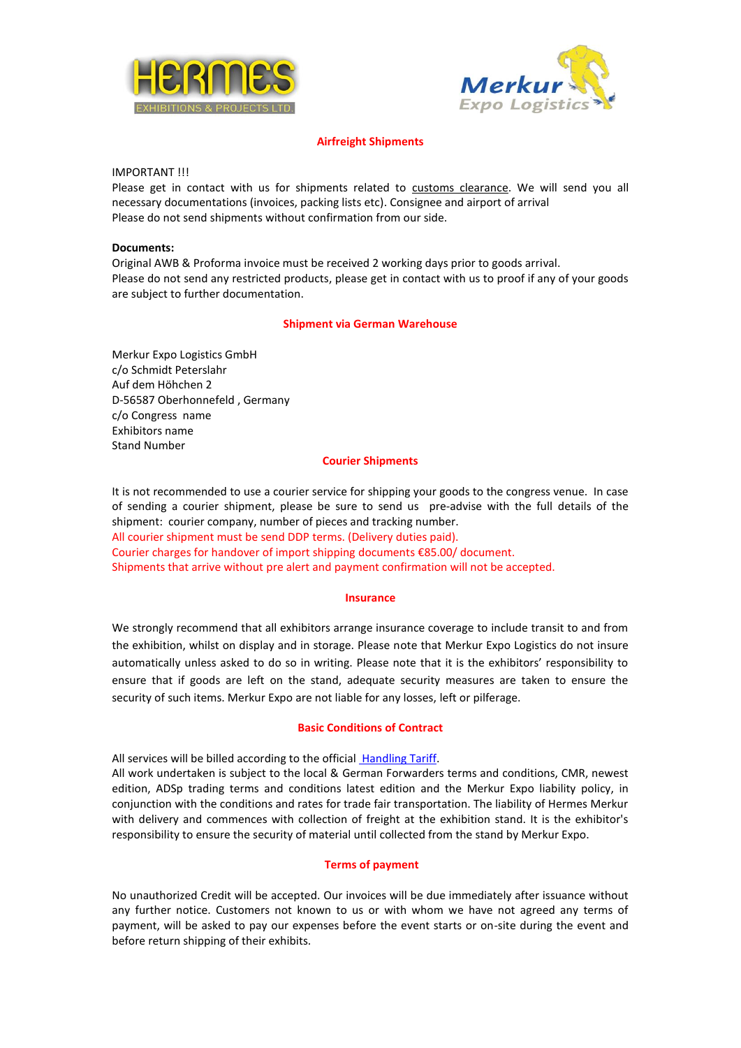## Airfreight Shipments

IMPORTANT !!!
Please get in contact with us for shipments related to customs clearance. We will send you all necessary documentations (invoices, packing lists etc). Consignee and airport of arrival
Please do not send shipments without confirmation from our side.

**Documents:**
Original AWB & Proforma invoice must be received 2 working days prior to goods arrival.
Please do not send any restricted products, please get in contact with us to proof if any of your goods are subject to further documentation.

## Shipment via German Warehouse

Merkur Expo Logistics GmbH
c/o Schmidt Peterslahr
Auf dem Höhchen 2
D-56587 Oberhonnefeld , Germany
c/o Congress name
Exhibitors name
Stand Number

## Courier Shipments

It is not recommended to use a courier service for shipping your goods to the congress venue. In case of sending a courier shipment, please be sure to send us pre-advise with the full details of the shipment: courier company, number of pieces and tracking number.
All courier shipment must be send DDP terms. (Delivery duties paid).
Courier charges for handover of import shipping documents €85.00/ document.
Shipments that arrive without pre alert and payment confirmation will not be accepted.

## Insurance

We strongly recommend that all exhibitors arrange insurance coverage to include transit to and from the exhibition, whilst on display and in storage. Please note that Merkur Expo Logistics do not insure automatically unless asked to do so in writing. Please note that it is the exhibitors' responsibility to ensure that if goods are left on the stand, adequate security measures are taken to ensure the security of such items. Merkur Expo are not liable for any losses, left or pilferage.

## Basic Conditions of Contract

All services will be billed according to the official Handling Tariff.
All work undertaken is subject to the local & German Forwarders terms and conditions, CMR, newest edition, ADSp trading terms and conditions latest edition and the Merkur Expo liability policy, in conjunction with the conditions and rates for trade fair transportation. The liability of Hermes Merkur with delivery and commences with collection of freight at the exhibition stand. It is the exhibitor's responsibility to ensure the security of material until collected from the stand by Merkur Expo.

## Terms of payment

No unauthorized Credit will be accepted. Our invoices will be due immediately after issuance without any further notice. Customers not known to us or with whom we have not agreed any terms of payment, will be asked to pay our expenses before the event starts or on-site during the event and before return shipping of their exhibits.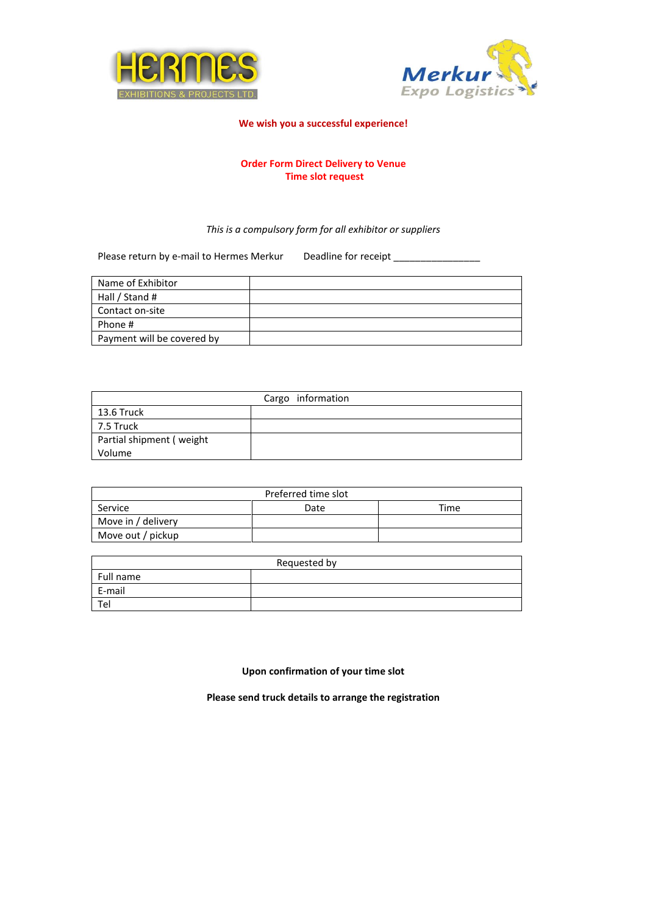**We wish you a successful experience!**

**Order Form Direct Delivery to Venue**
**Time slot request**

*This is a compulsory form for all exhibitor or suppliers*

Please return by e-mail to Hermes Merkur Deadline for receipt _______________

| | |
|---|---|
| Name of Exhibitor | |
| Hall / Stand # | |
| Contact on-site | |
| Phone # | |
| Payment will be covered by | |

| Cargo information | |
|---|---|
| 13.6 Truck | |
| 7.5 Truck | |
| Partial shipment ( weight Volume | |

| Preferred time slot | | |
|---|---|---|
| Service | Date | Time |
| Move in / delivery | | |
| Move out / pickup | | |

| Requested by | |
|---|---|
| Full name | |
| E-mail | |
| Tel | |

**Upon confirmation of your time slot**

**Please send truck details to arrange the registration**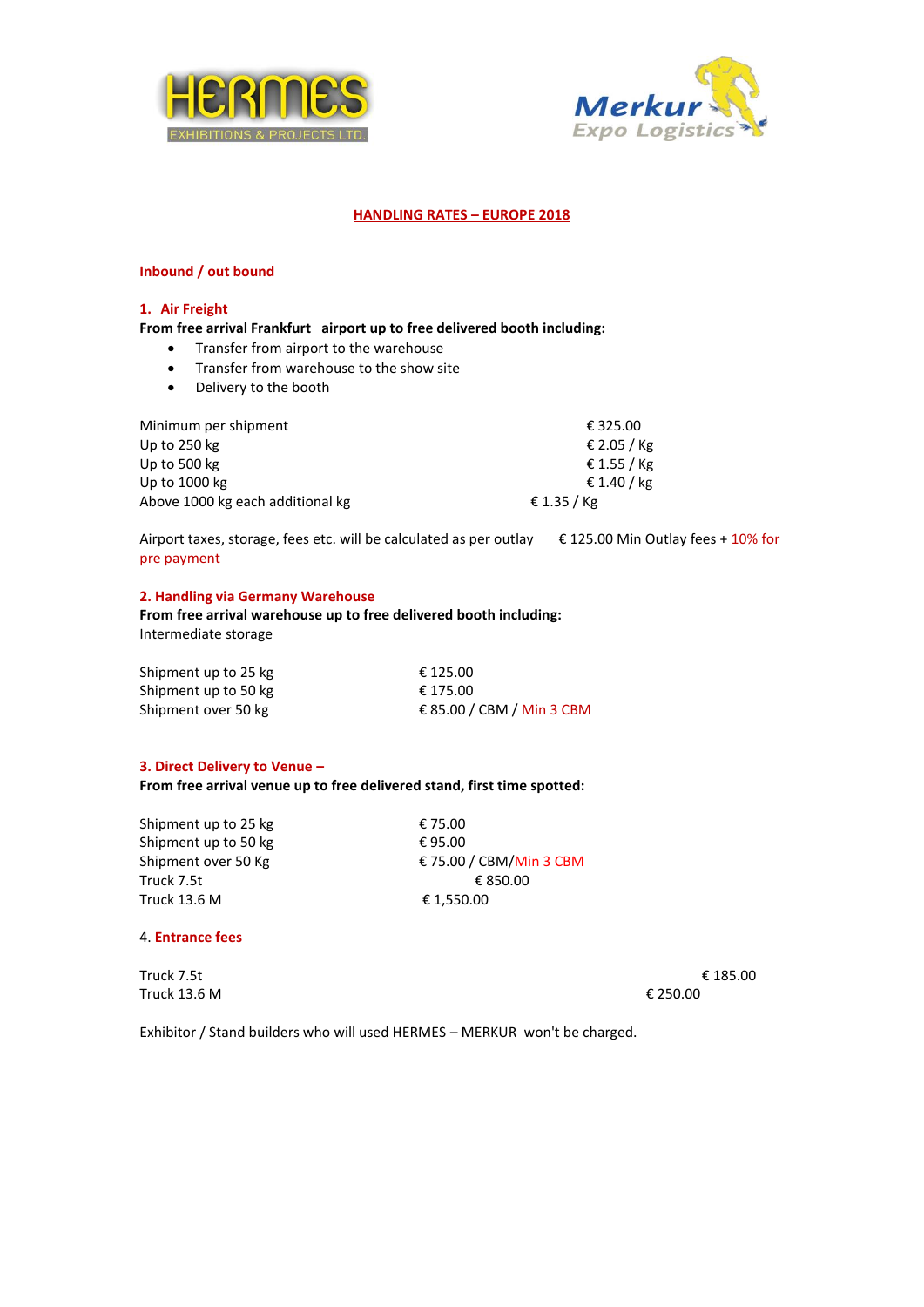HERMES EXHIBITIONS & PROJECTS LTD.

Merkur Expo Logistics

# HANDLING RATES – EUROPE 2018

## Inbound / out bound

### 1. Air Freight

**From free arrival Frankfurt airport up to free delivered booth including:**

- Transfer from airport to the warehouse
- Transfer from warehouse to the show site
- Delivery to the booth

| | |
|---|---|
| Minimum per shipment | € 325.00 |
| Up to 250 kg | € 2.05 / Kg |
| Up to 500 kg | € 1.55 / Kg |
| Up to 1000 kg | € 1.40 / kg |
| Above 1000 kg each additional kg | € 1.35 / Kg |

Airport taxes, storage, fees etc. will be calculated as per outlay € 125.00 Min Outlay fees + 10% for pre payment

### 2. Handling via Germany Warehouse

**From free arrival warehouse up to free delivered booth including:**

Intermediate storage

| | |
|---|---|
| Shipment up to 25 kg | € 125.00 |
| Shipment up to 50 kg | € 175.00 |
| Shipment over 50 kg | € 85.00 / CBM / Min 3 CBM |

### 3. Direct Delivery to Venue –

**From free arrival venue up to free delivered stand, first time spotted:**

| | |
|---|---|
| Shipment up to 25 kg | € 75.00 |
| Shipment up to 50 kg | € 95.00 |
| Shipment over 50 Kg | € 75.00 / CBM/Min 3 CBM |
| Truck 7.5t | € 850.00 |
| Truck 13.6 M | € 1,550.00 |

### 4. Entrance fees

| | |
|---|---|
| Truck 7.5t | € 185.00 |
| Truck 13.6 M | € 250.00 |

Exhibitor / Stand builders who will used HERMES – MERKUR won't be charged.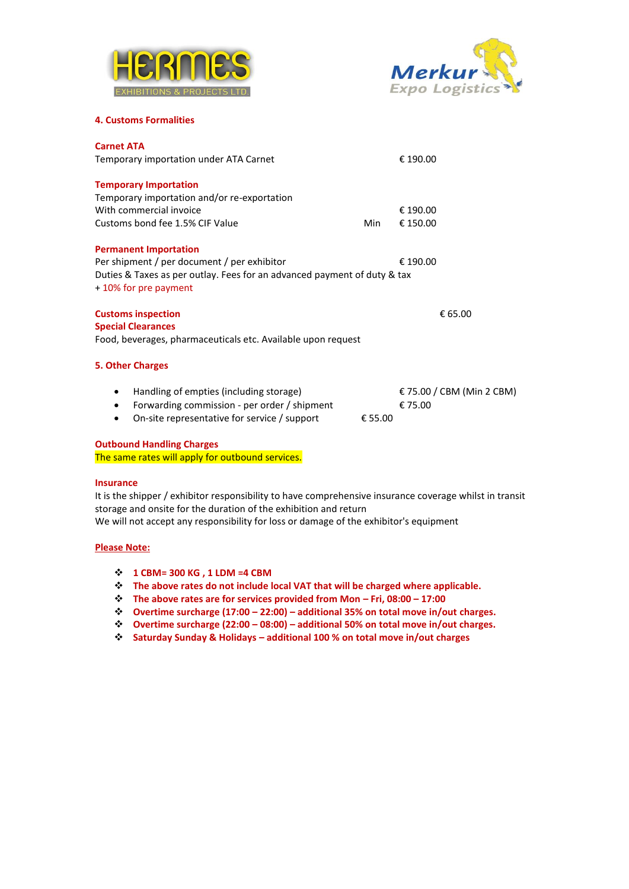### 4. Customs Formalities

**Carnet ATA**

| | | |
|---|---|---|
| Temporary importation under ATA Carnet | | € 190.00 |

**Temporary Importation**

| | | |
|---|---|---|
| Temporary importation and/or re-exportation | | |
| With commercial invoice | | € 190.00 |
| Customs bond fee 1.5% CIF Value | Min | € 150.00 |

**Permanent Importation**

Per shipment / per document / per exhibitor € 190.00

Duties & Taxes as per outlay. Fees for an advanced payment of duty & tax
+ 10% for pre payment

**Customs inspection** € 65.00

**Special Clearances**

Food, beverages, pharmaceuticals etc. Available upon request

### 5. Other Charges

- Handling of empties (including storage) € 75.00 / CBM (Min 2 CBM)
- Forwarding commission - per order / shipment € 75.00
- On-site representative for service / support € 55.00

**Outbound Handling Charges**

The same rates will apply for outbound services.

**Insurance**

It is the shipper / exhibitor responsibility to have comprehensive insurance coverage whilst in transit storage and onsite for the duration of the exhibition and return
We will not accept any responsibility for loss or damage of the exhibitor's equipment

**Please Note:**

- **1 CBM= 300 KG , 1 LDM =4 CBM**
- **The above rates do not include local VAT that will be charged where applicable.**
- **The above rates are for services provided from Mon – Fri, 08:00 – 17:00**
- **Overtime surcharge (17:00 – 22:00) – additional 35% on total move in/out charges.**
- **Overtime surcharge (22:00 – 08:00) – additional 50% on total move in/out charges.**
- **Saturday Sunday & Holidays – additional 100 % on total move in/out charges**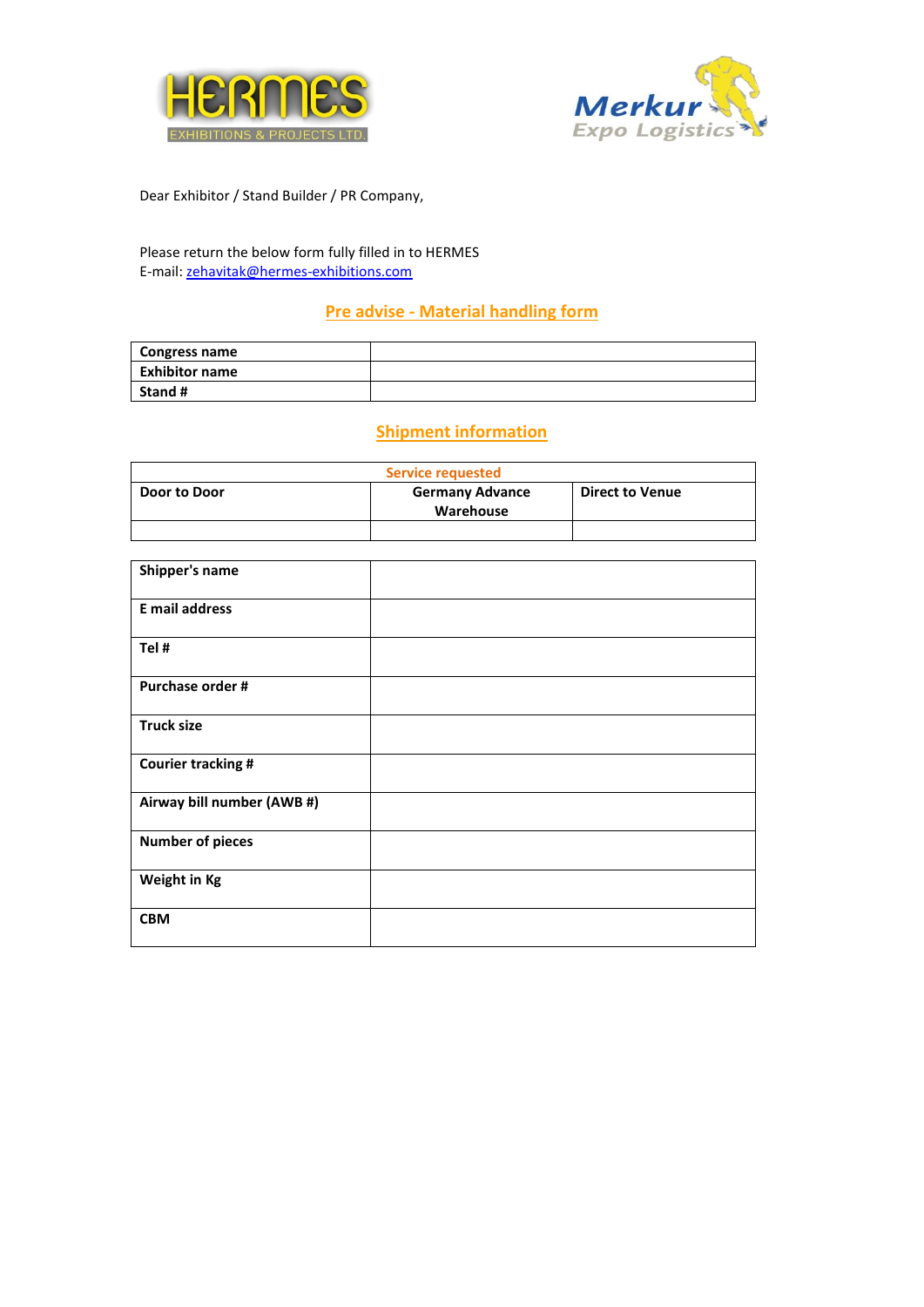Dear Exhibitor / Stand Builder / PR Company,

Please return the below form fully filled in to HERMES
E-mail: zehavitak@hermes-exhibitions.com

## Pre advise - Material handling form

| Congress name | |
|---|---|
| Exhibitor name | |
| Stand # | |

## Shipment information

| Service requested | | |
|---|---|---|
| Door to Door | Germany Advance Warehouse | Direct to Venue |
| | | |

| Shipper's name | |
|---|---|
| E mail address | |
| Tel # | |
| Purchase order # | |
| Truck size | |
| Courier tracking # | |
| Airway bill number (AWB #) | |
| Number of pieces | |
| Weight in Kg | |
| CBM | |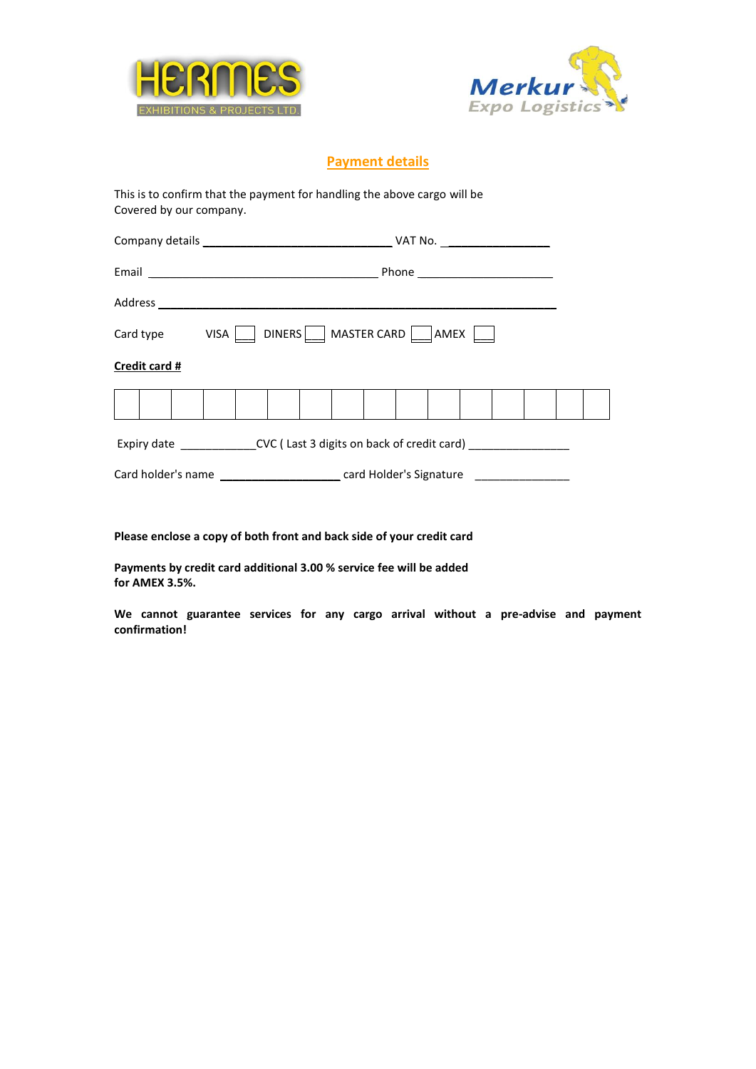HERMES EXHIBITIONS & PROJECTS LTD.

Merkur Expo Logistics

## Payment details

This is to confirm that the payment for handling the above cargo will be
Covered by our company.

Company details ______________________________ VAT No. ________________

Email ______________________________________ Phone ______________________

Address ______________________________________________________________

Card type VISA ☐ DINERS ☐ MASTER CARD ☐ AMEX ☐

**Credit card #**

| | | | | | | | | | | | | | | | |
|---|---|---|---|---|---|---|---|---|---|---|---|---|---|---|---|
| | | | | | | | | | | | | | | | |

Expiry date ____________CVC ( Last 3 digits on back of credit card) ________________

Card holder's name ___________________ card Holder's Signature _______________

**Please enclose a copy of both front and back side of your credit card**

**Payments by credit card additional 3.00 % service fee will be added**
**for AMEX 3.5%.**

**We cannot guarantee services for any cargo arrival without a pre-advise and payment confirmation!**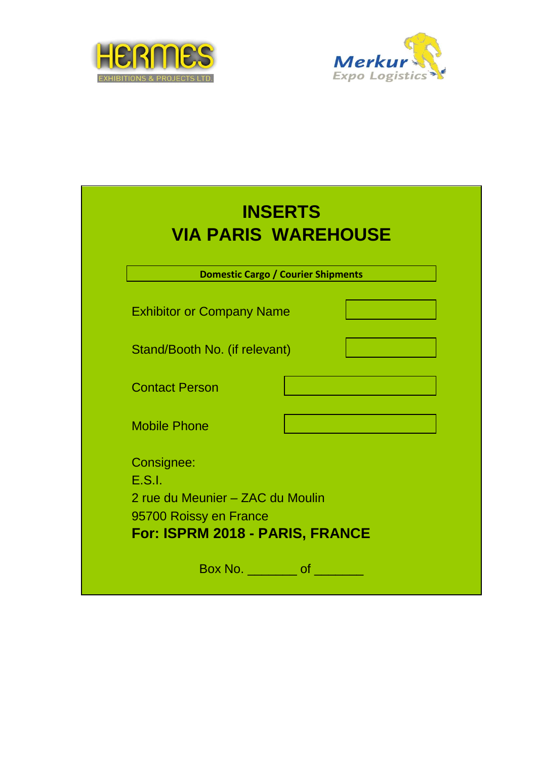HERMES
EXHIBITIONS & PROJECTS LTD.

Merkur
Expo Logistics

# INSERTS
# VIA PARIS WAREHOUSE

**Domestic Cargo / Courier Shipments**

| | |
|---|---|
| Exhibitor or Company Name | |
| Stand/Booth No. (if relevant) | |
| Contact Person | |
| Mobile Phone | |

Consignee:
E.S.I.
2 rue du Meunier – ZAC du Moulin
95700 Roissy en France
**For: ISPRM 2018 - PARIS, FRANCE**

Box No. _______ of _______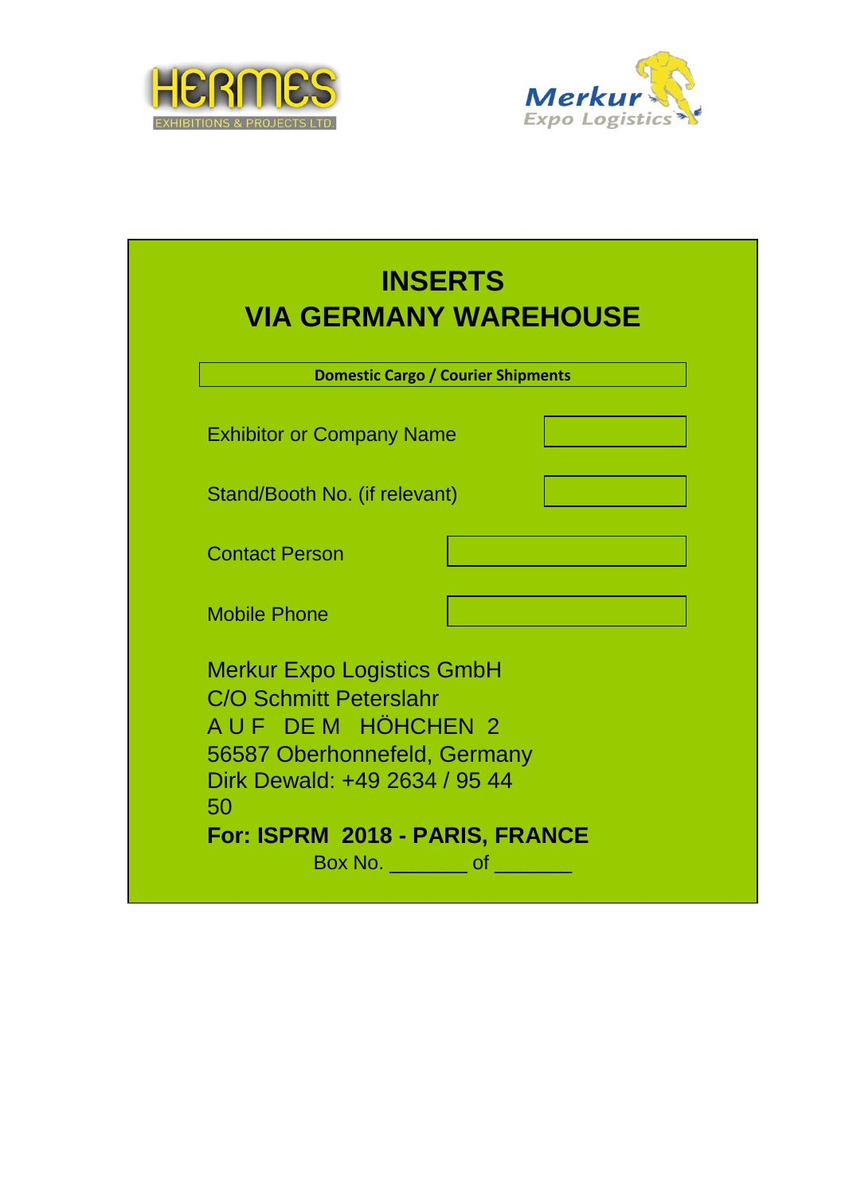HERMES EXHIBITIONS & PROJECTS LTD.

Merkur Expo Logistics

# INSERTS
# VIA GERMANY WAREHOUSE

**Domestic Cargo / Courier Shipments**

| | |
|---|---|
| Exhibitor or Company Name | |
| Stand/Booth No. (if relevant) | |
| Contact Person | |
| Mobile Phone | |

Merkur Expo Logistics GmbH
C/O Schmitt Peterslahr
A U F DE M HÖHCHEN 2
56587 Oberhonnefeld, Germany
Dirk Dewald: +49 2634 / 95 44 50

**For: ISPRM 2018 - PARIS, FRANCE**

Box No. _______ of _______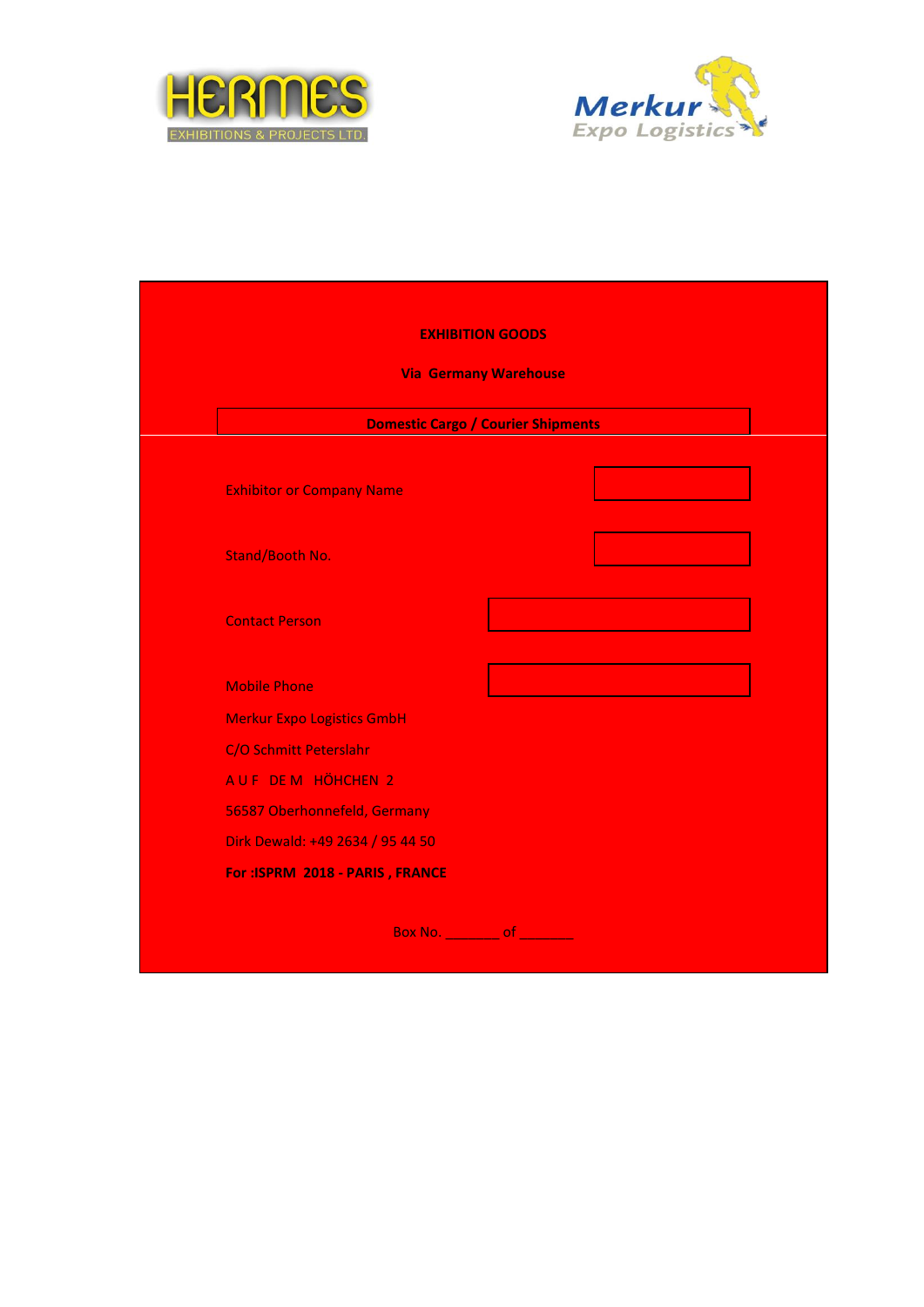**EXHIBITION GOODS**

**Via Germany Warehouse**

**Domestic Cargo / Courier Shipments**

| | |
|---|---|
| Exhibitor or Company Name | |
| Stand/Booth No. | |
| Contact Person | |
| Mobile Phone | |

Merkur Expo Logistics GmbH

C/O Schmitt Peterslahr

A U F DE M HÖHCHEN 2

56587 Oberhonnefeld, Germany

Dirk Dewald: +49 2634 / 95 44 50

**For :ISPRM 2018 - PARIS , FRANCE**

Box No. _______ of _______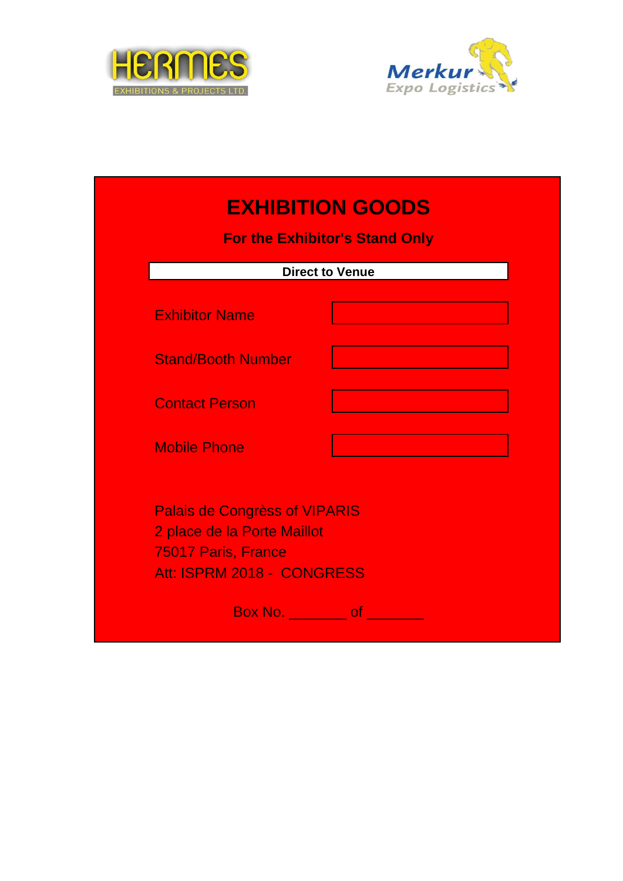HERMES
EXHIBITIONS & PROJECTS LTD.

Merkur
Expo Logistics

# EXHIBITION GOODS

**For the Exhibitor's Stand Only**

**Direct to Venue**

| | |
|---|---|
| Exhibitor Name | |
| Stand/Booth Number | |
| Contact Person | |
| Mobile Phone | |

Palais de Congrèss of VIPARIS
2 place de la Porte Maillot
75017 Paris, France
Att: ISPRM 2018 - CONGRESS

Box No. _______ of _______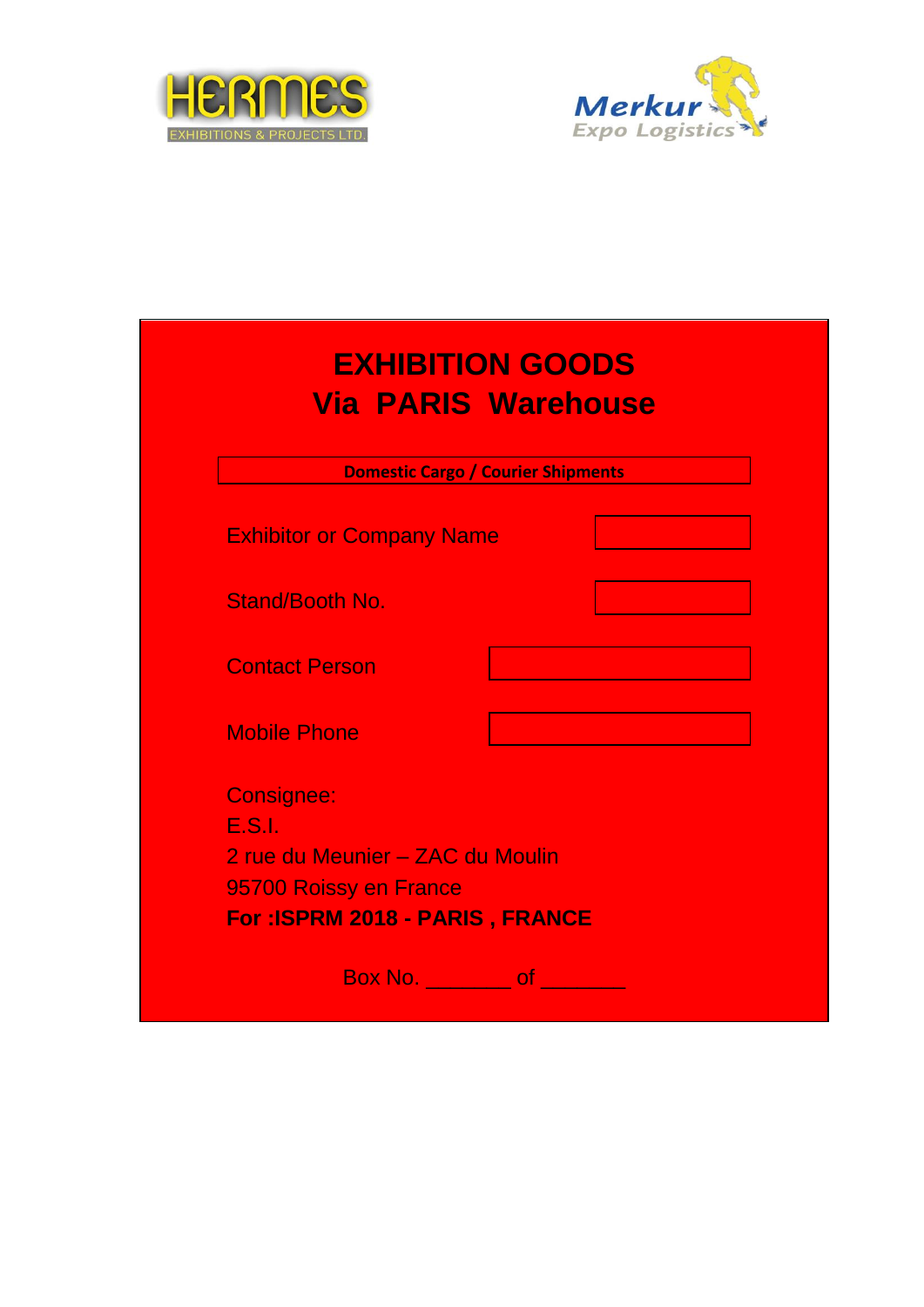HERMES
EXHIBITIONS & PROJECTS LTD.

Merkur
Expo Logistics

# EXHIBITION GOODS
# Via PARIS Warehouse

**Domestic Cargo / Courier Shipments**

| | |
|---|---|
| Exhibitor or Company Name | |
| Stand/Booth No. | |
| Contact Person | |
| Mobile Phone | |

Consignee:
E.S.I.
2 rue du Meunier – ZAC du Moulin
95700 Roissy en France
**For :ISPRM 2018 - PARIS , FRANCE**

Box No. _______ of _______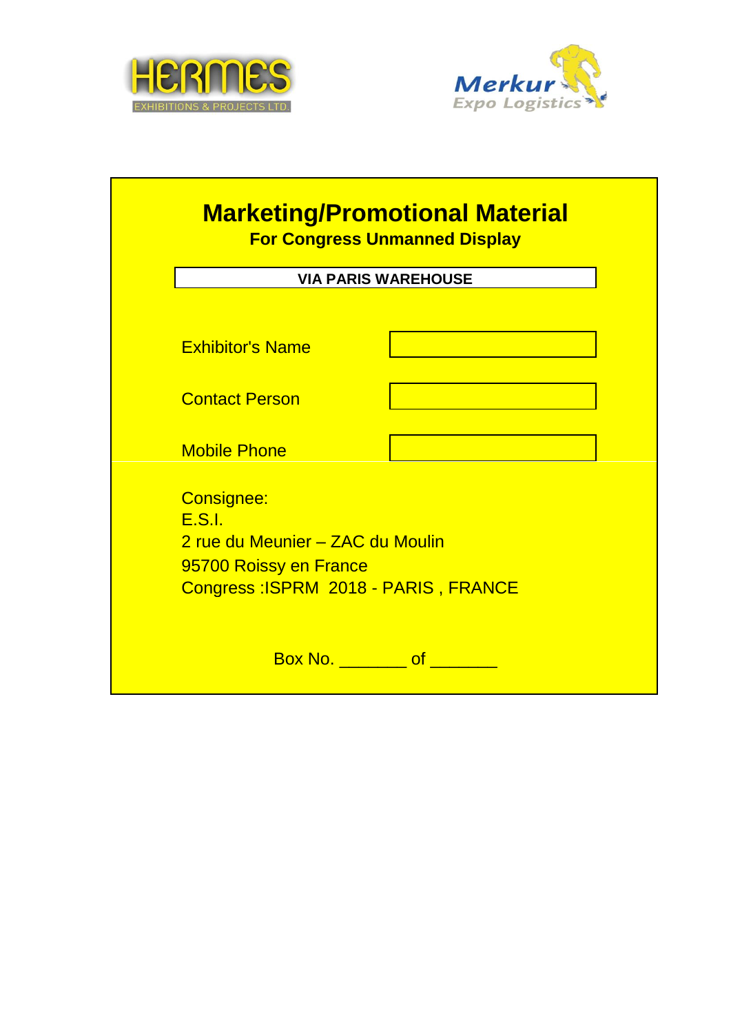HERMES EXHIBITIONS & PROJECTS LTD.

Merkur Expo Logistics

# Marketing/Promotional Material

**For Congress Unmanned Display**

**VIA PARIS WAREHOUSE**

| | |
|---|---|
| Exhibitor's Name | |
| Contact Person | |
| Mobile Phone | |

Consignee:
E.S.I.
2 rue du Meunier – ZAC du Moulin
95700 Roissy en France
Congress :ISPRM 2018 - PARIS , FRANCE

Box No. _______ of _______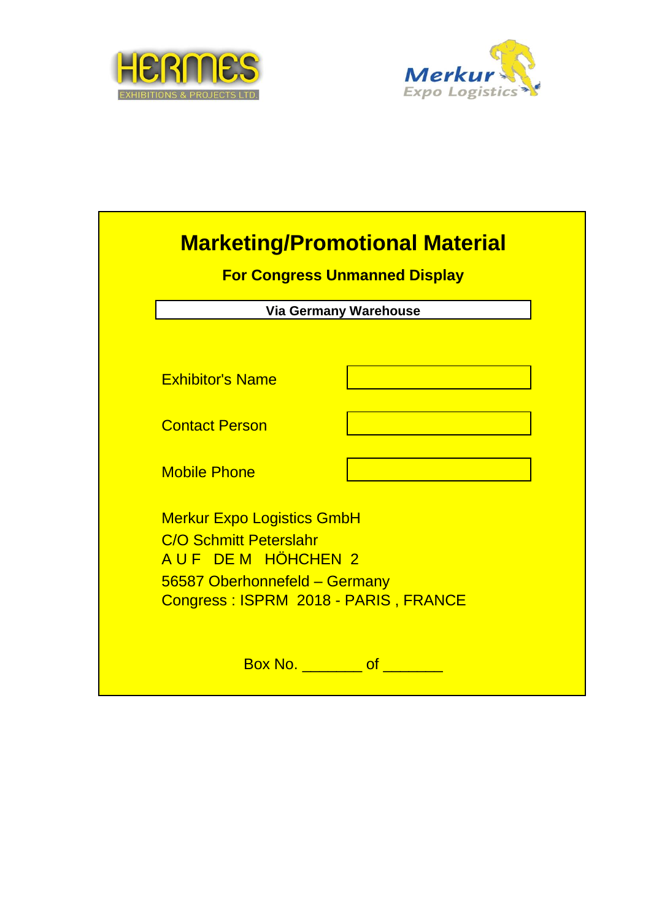HERMES EXHIBITIONS & PROJECTS LTD.

Merkur Expo Logistics

# Marketing/Promotional Material

**For Congress Unmanned Display**

**Via Germany Warehouse**

| | |
|---|---|
| Exhibitor's Name | |
| Contact Person | |
| Mobile Phone | |

Merkur Expo Logistics GmbH
C/O Schmitt Peterslahr
A U F DE M HÖHCHEN 2
56587 Oberhonnefeld – Germany
Congress : ISPRM 2018 - PARIS , FRANCE

Box No. _______ of _______